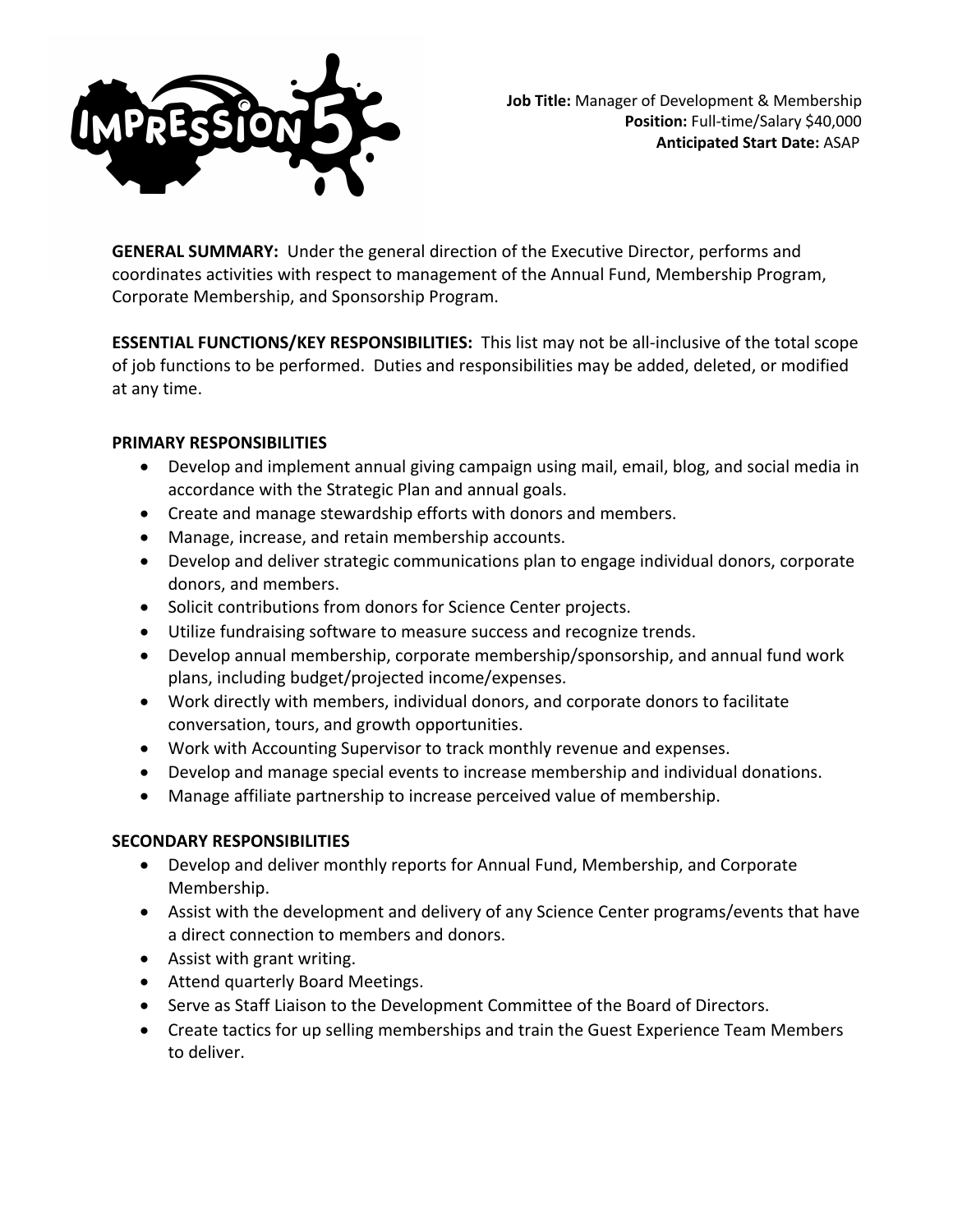**Job Title:** Manager of Development & Membership
**Position:** Full-time/Salary $40,000
**Anticipated Start Date:** ASAP

**GENERAL SUMMARY:** Under the general direction of the Executive Director, performs and coordinates activities with respect to management of the Annual Fund, Membership Program, Corporate Membership, and Sponsorship Program.

**ESSENTIAL FUNCTIONS/KEY RESPONSIBILITIES:** This list may not be all-inclusive of the total scope of job functions to be performed. Duties and responsibilities may be added, deleted, or modified at any time.

**PRIMARY RESPONSIBILITIES**

- Develop and implement annual giving campaign using mail, email, blog, and social media in accordance with the Strategic Plan and annual goals.
- Create and manage stewardship efforts with donors and members.
- Manage, increase, and retain membership accounts.
- Develop and deliver strategic communications plan to engage individual donors, corporate donors, and members.
- Solicit contributions from donors for Science Center projects.
- Utilize fundraising software to measure success and recognize trends.
- Develop annual membership, corporate membership/sponsorship, and annual fund work plans, including budget/projected income/expenses.
- Work directly with members, individual donors, and corporate donors to facilitate conversation, tours, and growth opportunities.
- Work with Accounting Supervisor to track monthly revenue and expenses.
- Develop and manage special events to increase membership and individual donations.
- Manage affiliate partnership to increase perceived value of membership.

**SECONDARY RESPONSIBILITIES**

- Develop and deliver monthly reports for Annual Fund, Membership, and Corporate Membership.
- Assist with the development and delivery of any Science Center programs/events that have a direct connection to members and donors.
- Assist with grant writing.
- Attend quarterly Board Meetings.
- Serve as Staff Liaison to the Development Committee of the Board of Directors.
- Create tactics for up selling memberships and train the Guest Experience Team Members to deliver.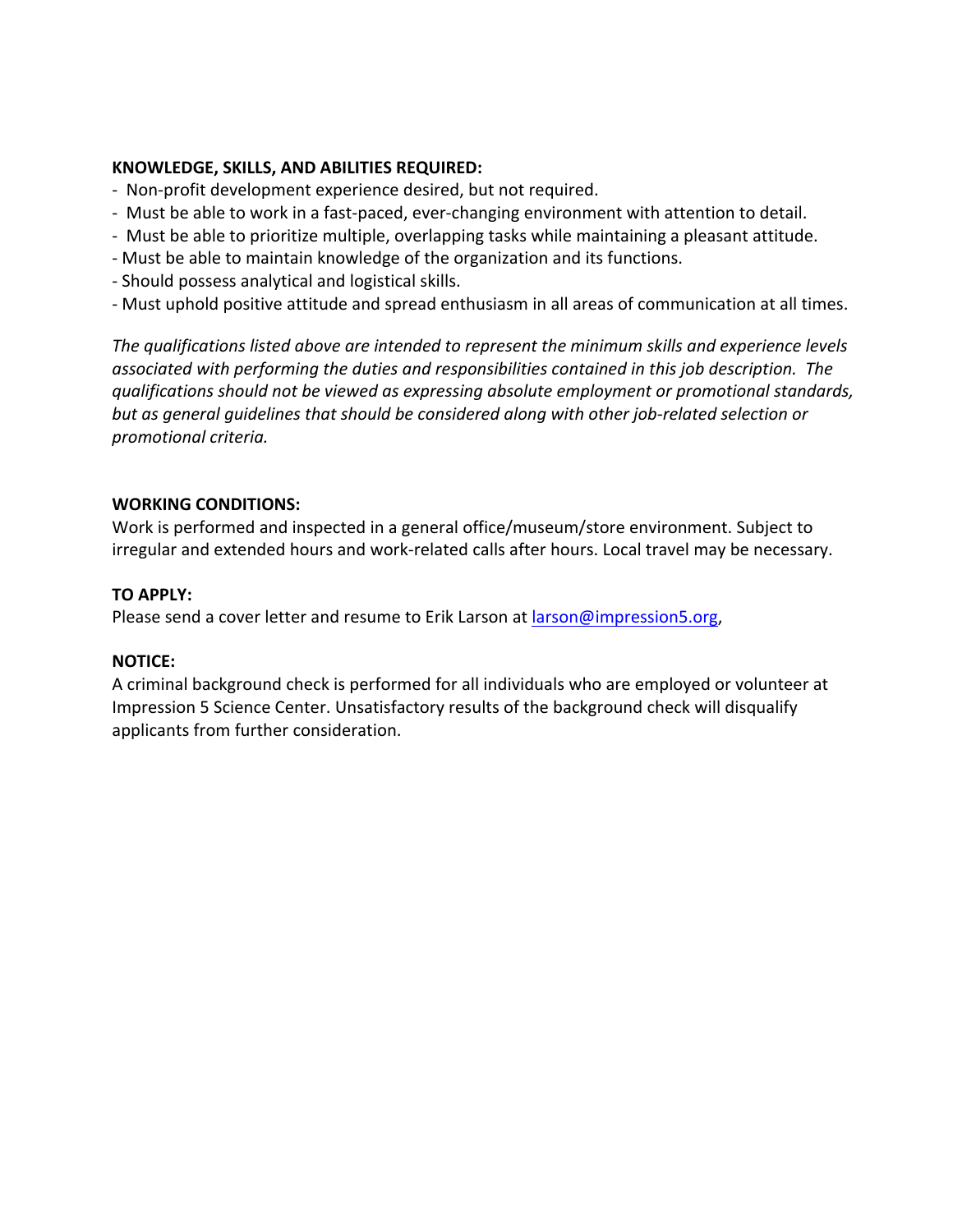**KNOWLEDGE, SKILLS, AND ABILITIES REQUIRED:**

- Non-profit development experience desired, but not required.
- Must be able to work in a fast-paced, ever-changing environment with attention to detail.
- Must be able to prioritize multiple, overlapping tasks while maintaining a pleasant attitude.
- Must be able to maintain knowledge of the organization and its functions.
- Should possess analytical and logistical skills.
- Must uphold positive attitude and spread enthusiasm in all areas of communication at all times.

*The qualifications listed above are intended to represent the minimum skills and experience levels associated with performing the duties and responsibilities contained in this job description. The qualifications should not be viewed as expressing absolute employment or promotional standards, but as general guidelines that should be considered along with other job-related selection or promotional criteria.*

**WORKING CONDITIONS:**

Work is performed and inspected in a general office/museum/store environment. Subject to irregular and extended hours and work-related calls after hours. Local travel may be necessary.

**TO APPLY:**

Please send a cover letter and resume to Erik Larson at larson@impression5.org,

**NOTICE:**

A criminal background check is performed for all individuals who are employed or volunteer at Impression 5 Science Center. Unsatisfactory results of the background check will disqualify applicants from further consideration.